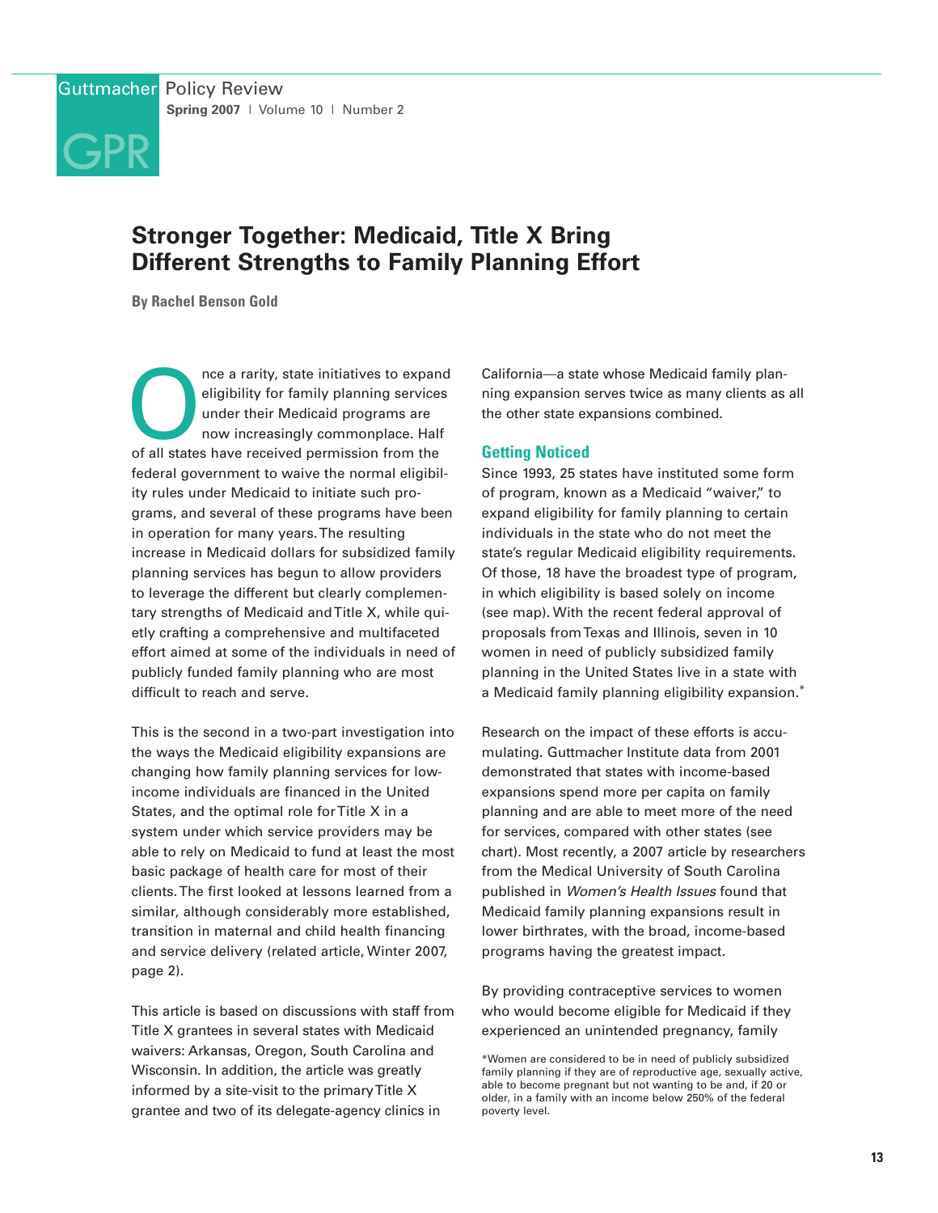# Stronger Together: Medicaid, Title X Bring Different Strengths to Family Planning Effort

**By Rachel Benson Gold**

Once a rarity, state initiatives to expand eligibility for family planning services under their Medicaid programs are now increasingly commonplace. Half of all states have received permission from the federal government to waive the normal eligibility rules under Medicaid to initiate such programs, and several of these programs have been in operation for many years. The resulting increase in Medicaid dollars for subsidized family planning services has begun to allow providers to leverage the different but clearly complementary strengths of Medicaid and Title X, while quietly crafting a comprehensive and multifaceted effort aimed at some of the individuals in need of publicly funded family planning who are most difficult to reach and serve.

This is the second in a two-part investigation into the ways the Medicaid eligibility expansions are changing how family planning services for low-income individuals are financed in the United States, and the optimal role for Title X in a system under which service providers may be able to rely on Medicaid to fund at least the most basic package of health care for most of their clients. The first looked at lessons learned from a similar, although considerably more established, transition in maternal and child health financing and service delivery (related article, Winter 2007, page 2).

This article is based on discussions with staff from Title X grantees in several states with Medicaid waivers: Arkansas, Oregon, South Carolina and Wisconsin. In addition, the article was greatly informed by a site-visit to the primary Title X grantee and two of its delegate-agency clinics in California—a state whose Medicaid family planning expansion serves twice as many clients as all the other state expansions combined.

## Getting Noticed

Since 1993, 25 states have instituted some form of program, known as a Medicaid "waiver," to expand eligibility for family planning to certain individuals in the state who do not meet the state's regular Medicaid eligibility requirements. Of those, 18 have the broadest type of program, in which eligibility is based solely on income (see map). With the recent federal approval of proposals from Texas and Illinois, seven in 10 women in need of publicly subsidized family planning in the United States live in a state with a Medicaid family planning eligibility expansion.*

Research on the impact of these efforts is accumulating. Guttmacher Institute data from 2001 demonstrated that states with income-based expansions spend more per capita on family planning and are able to meet more of the need for services, compared with other states (see chart). Most recently, a 2007 article by researchers from the Medical University of South Carolina published in *Women's Health Issues* found that Medicaid family planning expansions result in lower birthrates, with the broad, income-based programs having the greatest impact.

By providing contraceptive services to women who would become eligible for Medicaid if they experienced an unintended pregnancy, family

*Women are considered to be in need of publicly subsidized family planning if they are of reproductive age, sexually active, able to become pregnant but not wanting to be and, if 20 or older, in a family with an income below 250% of the federal poverty level.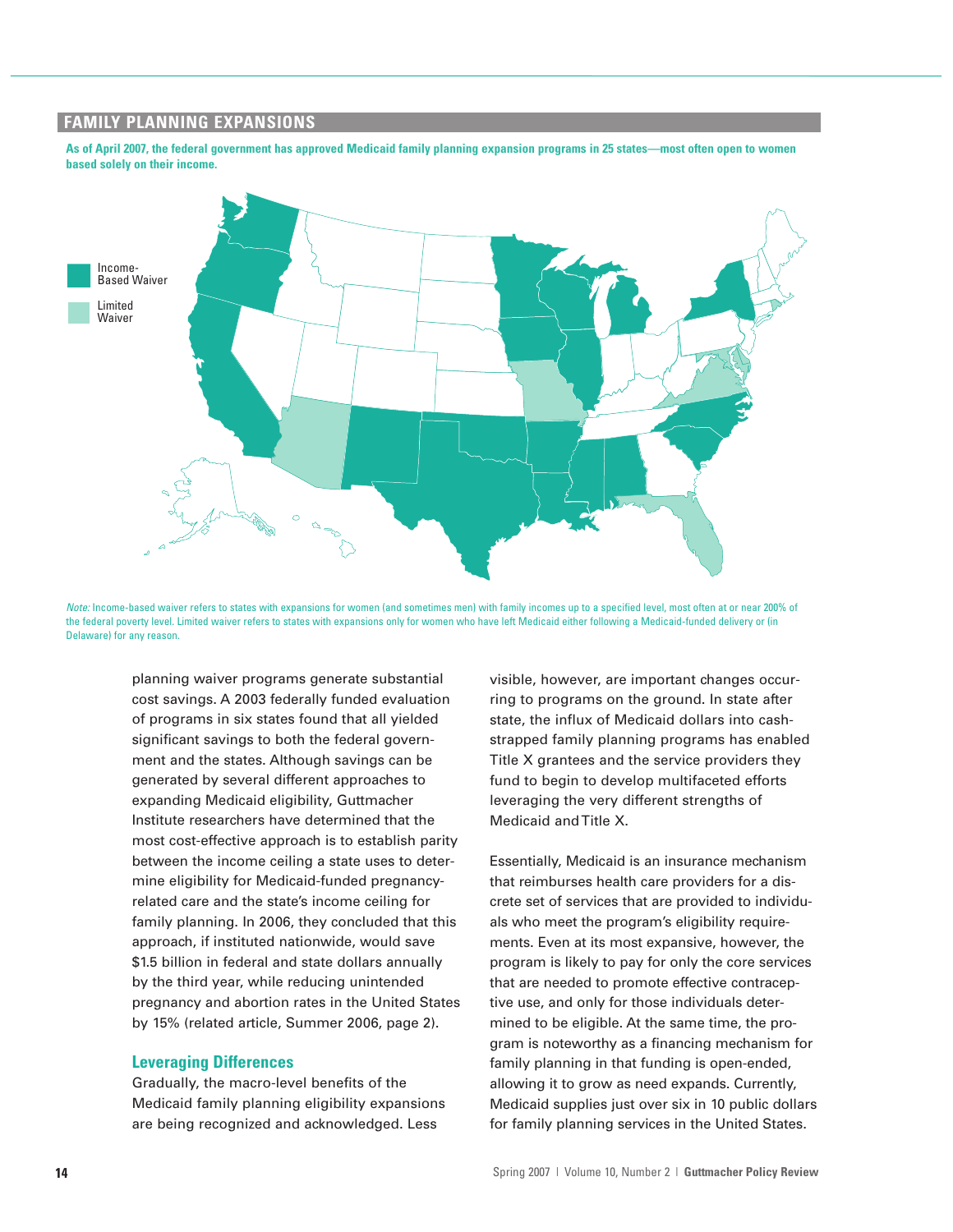## FAMILY PLANNING EXPANSIONS

**As of April 2007, the federal government has approved Medicaid family planning expansion programs in 25 states—most often open to women based solely on their income.**

Income-Based Waiver

Limited Waiver

*Note:* Income-based waiver refers to states with expansions for women (and sometimes men) with family incomes up to a specified level, most often at or near 200% of the federal poverty level. Limited waiver refers to states with expansions only for women who have left Medicaid either following a Medicaid-funded delivery or (in Delaware) for any reason.

planning waiver programs generate substantial cost savings. A 2003 federally funded evaluation of programs in six states found that all yielded significant savings to both the federal government and the states. Although savings can be generated by several different approaches to expanding Medicaid eligibility, Guttmacher Institute researchers have determined that the most cost-effective approach is to establish parity between the income ceiling a state uses to determine eligibility for Medicaid-funded pregnancy-related care and the state's income ceiling for family planning. In 2006, they concluded that this approach, if instituted nationwide, would save $1.5 billion in federal and state dollars annually by the third year, while reducing unintended pregnancy and abortion rates in the United States by 15% (related article, Summer 2006, page 2).

### Leveraging Differences

Gradually, the macro-level benefits of the Medicaid family planning eligibility expansions are being recognized and acknowledged. Less visible, however, are important changes occurring to programs on the ground. In state after state, the influx of Medicaid dollars into cash-strapped family planning programs has enabled Title X grantees and the service providers they fund to begin to develop multifaceted efforts leveraging the very different strengths of Medicaid and Title X.

Essentially, Medicaid is an insurance mechanism that reimburses health care providers for a discrete set of services that are provided to individuals who meet the program's eligibility requirements. Even at its most expansive, however, the program is likely to pay for only the core services that are needed to promote effective contraceptive use, and only for those individuals determined to be eligible. At the same time, the program is noteworthy as a financing mechanism for family planning in that funding is open-ended, allowing it to grow as need expands. Currently, Medicaid supplies just over six in 10 public dollars for family planning services in the United States.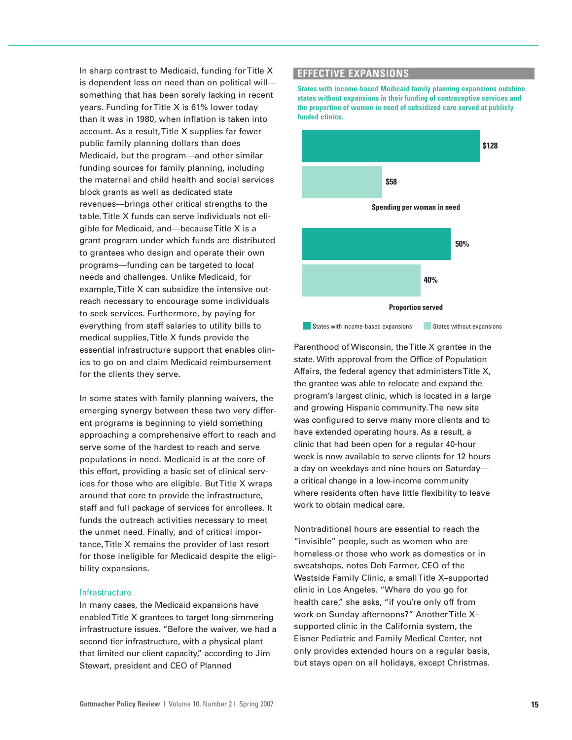In sharp contrast to Medicaid, funding for Title X is dependent less on need than on political will—something that has been sorely lacking in recent years. Funding for Title X is 61% lower today than it was in 1980, when inflation is taken into account. As a result, Title X supplies far fewer public family planning dollars than does Medicaid, but the program—and other similar funding sources for family planning, including the maternal and child health and social services block grants as well as dedicated state revenues—brings other critical strengths to the table. Title X funds can serve individuals not eligible for Medicaid, and—because Title X is a grant program under which funds are distributed to grantees who design and operate their own programs—funding can be targeted to local needs and challenges. Unlike Medicaid, for example, Title X can subsidize the intensive outreach necessary to encourage some individuals to seek services. Furthermore, by paying for everything from staff salaries to utility bills to medical supplies, Title X funds provide the essential infrastructure support that enables clinics to go on and claim Medicaid reimbursement for the clients they serve.

In some states with family planning waivers, the emerging synergy between these two very different programs is beginning to yield something approaching a comprehensive effort to reach and serve some of the hardest to reach and serve populations in need. Medicaid is at the core of this effort, providing a basic set of clinical services for those who are eligible. But Title X wraps around that core to provide the infrastructure, staff and full package of services for enrollees. It funds the outreach activities necessary to meet the unmet need. Finally, and of critical importance, Title X remains the provider of last resort for those ineligible for Medicaid despite the eligibility expansions.

## Infrastructure

In many cases, the Medicaid expansions have enabled Title X grantees to target long-simmering infrastructure issues. "Before the waiver, we had a second-tier infrastructure, with a physical plant that limited our client capacity," according to Jim Stewart, president and CEO of Planned Parenthood of Wisconsin, the Title X grantee in the state. With approval from the Office of Population Affairs, the federal agency that administers Title X, the grantee was able to relocate and expand the program's largest clinic, which is located in a large and growing Hispanic community. The new site was configured to serve many more clients and to have extended operating hours. As a result, a clinic that had been open for a regular 40-hour week is now available to serve clients for 12 hours a day on weekdays and nine hours on Saturday—a critical change in a low-income community where residents often have little flexibility to leave work to obtain medical care.

Nontraditional hours are essential to reach the "invisible" people, such as women who are homeless or those who work as domestics or in sweatshops, notes Deb Farmer, CEO of the Westside Family Clinic, a small Title X–supported clinic in Los Angeles. "Where do you go for health care," she asks, "if you're only off from work on Sunday afternoons?" Another Title X–supported clinic in the California system, the Eisner Pediatric and Family Medical Center, not only provides extended hours on a regular basis, but stays open on all holidays, except Christmas.

## EFFECTIVE EXPANSIONS

**States with income-based Medicaid family planning expansions outshine states without expansions in their funding of contraceptive services and the proportion of women in need of subsidized care served at publicly funded clinics.**

| | States with income-based expansions | States without expansions |
|---|---|---|
| Spending per woman in need | $128 | $58 |
| Proportion served | 50% | 40% |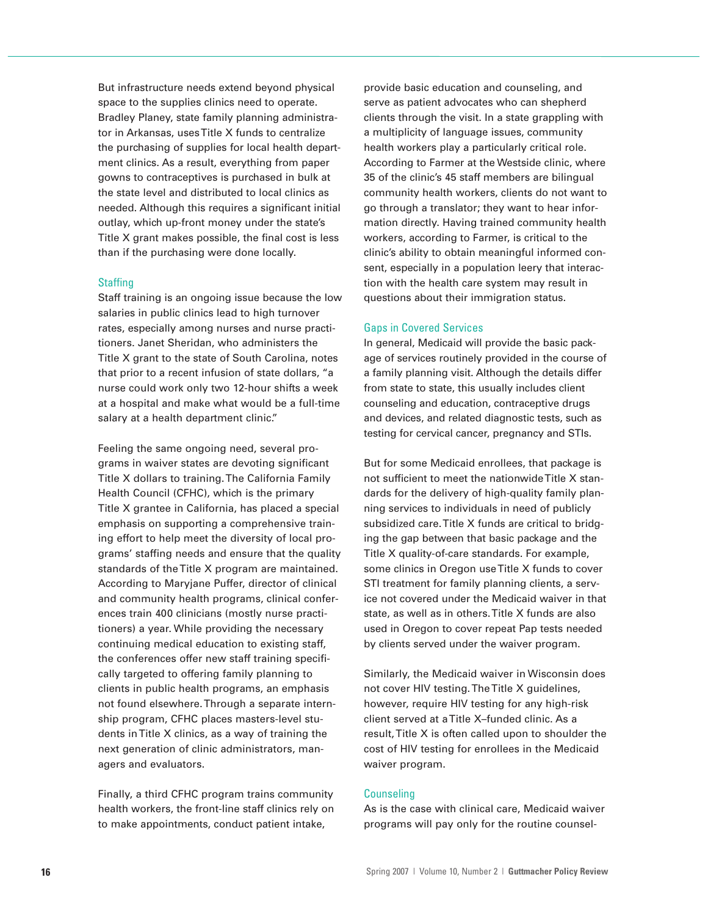But infrastructure needs extend beyond physical space to the supplies clinics need to operate. Bradley Planey, state family planning administrator in Arkansas, uses Title X funds to centralize the purchasing of supplies for local health department clinics. As a result, everything from paper gowns to contraceptives is purchased in bulk at the state level and distributed to local clinics as needed. Although this requires a significant initial outlay, which up-front money under the state's Title X grant makes possible, the final cost is less than if the purchasing were done locally.

### Staffing

Staff training is an ongoing issue because the low salaries in public clinics lead to high turnover rates, especially among nurses and nurse practitioners. Janet Sheridan, who administers the Title X grant to the state of South Carolina, notes that prior to a recent infusion of state dollars, "a nurse could work only two 12-hour shifts a week at a hospital and make what would be a full-time salary at a health department clinic."

Feeling the same ongoing need, several programs in waiver states are devoting significant Title X dollars to training. The California Family Health Council (CFHC), which is the primary Title X grantee in California, has placed a special emphasis on supporting a comprehensive training effort to help meet the diversity of local programs' staffing needs and ensure that the quality standards of the Title X program are maintained. According to Maryjane Puffer, director of clinical and community health programs, clinical conferences train 400 clinicians (mostly nurse practitioners) a year. While providing the necessary continuing medical education to existing staff, the conferences offer new staff training specifically targeted to offering family planning to clients in public health programs, an emphasis not found elsewhere. Through a separate internship program, CFHC places masters-level students in Title X clinics, as a way of training the next generation of clinic administrators, managers and evaluators.

Finally, a third CFHC program trains community health workers, the front-line staff clinics rely on to make appointments, conduct patient intake, provide basic education and counseling, and serve as patient advocates who can shepherd clients through the visit. In a state grappling with a multiplicity of language issues, community health workers play a particularly critical role. According to Farmer at the Westside clinic, where 35 of the clinic's 45 staff members are bilingual community health workers, clients do not want to go through a translator; they want to hear information directly. Having trained community health workers, according to Farmer, is critical to the clinic's ability to obtain meaningful informed consent, especially in a population leery that interaction with the health care system may result in questions about their immigration status.

### Gaps in Covered Services

In general, Medicaid will provide the basic package of services routinely provided in the course of a family planning visit. Although the details differ from state to state, this usually includes client counseling and education, contraceptive drugs and devices, and related diagnostic tests, such as testing for cervical cancer, pregnancy and STIs.

But for some Medicaid enrollees, that package is not sufficient to meet the nationwide Title X standards for the delivery of high-quality family planning services to individuals in need of publicly subsidized care. Title X funds are critical to bridging the gap between that basic package and the Title X quality-of-care standards. For example, some clinics in Oregon use Title X funds to cover STI treatment for family planning clients, a service not covered under the Medicaid waiver in that state, as well as in others. Title X funds are also used in Oregon to cover repeat Pap tests needed by clients served under the waiver program.

Similarly, the Medicaid waiver in Wisconsin does not cover HIV testing. The Title X guidelines, however, require HIV testing for any high-risk client served at a Title X–funded clinic. As a result, Title X is often called upon to shoulder the cost of HIV testing for enrollees in the Medicaid waiver program.

### Counseling

As is the case with clinical care, Medicaid waiver programs will pay only for the routine counsel-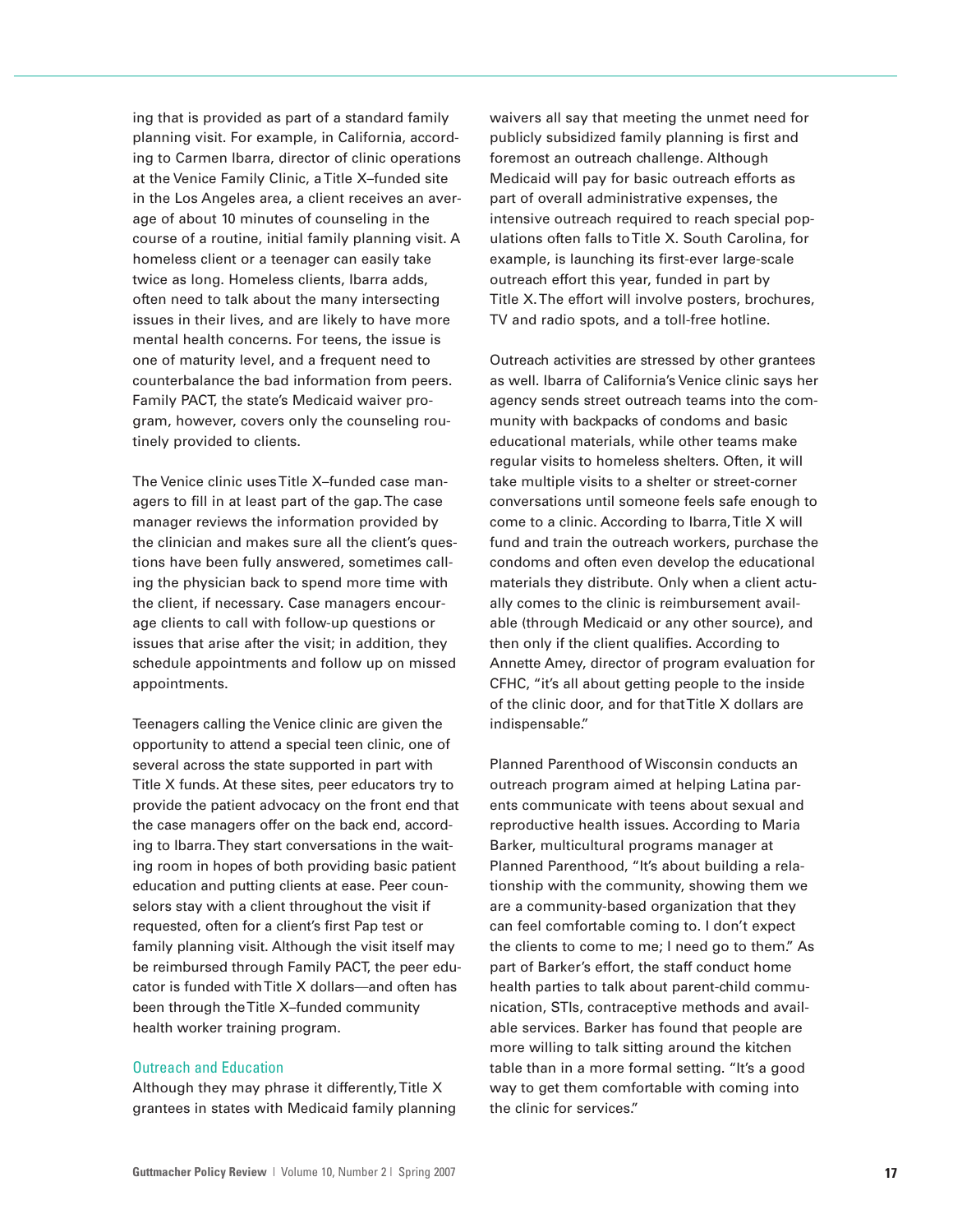ing that is provided as part of a standard family planning visit. For example, in California, according to Carmen Ibarra, director of clinic operations at the Venice Family Clinic, a Title X–funded site in the Los Angeles area, a client receives an average of about 10 minutes of counseling in the course of a routine, initial family planning visit. A homeless client or a teenager can easily take twice as long. Homeless clients, Ibarra adds, often need to talk about the many intersecting issues in their lives, and are likely to have more mental health concerns. For teens, the issue is one of maturity level, and a frequent need to counterbalance the bad information from peers. Family PACT, the state's Medicaid waiver program, however, covers only the counseling routinely provided to clients.

The Venice clinic uses Title X–funded case managers to fill in at least part of the gap. The case manager reviews the information provided by the clinician and makes sure all the client's questions have been fully answered, sometimes calling the physician back to spend more time with the client, if necessary. Case managers encourage clients to call with follow-up questions or issues that arise after the visit; in addition, they schedule appointments and follow up on missed appointments.

Teenagers calling the Venice clinic are given the opportunity to attend a special teen clinic, one of several across the state supported in part with Title X funds. At these sites, peer educators try to provide the patient advocacy on the front end that the case managers offer on the back end, according to Ibarra. They start conversations in the waiting room in hopes of both providing basic patient education and putting clients at ease. Peer counselors stay with a client throughout the visit if requested, often for a client's first Pap test or family planning visit. Although the visit itself may be reimbursed through Family PACT, the peer educator is funded with Title X dollars—and often has been through the Title X–funded community health worker training program.

## Outreach and Education

Although they may phrase it differently, Title X grantees in states with Medicaid family planning waivers all say that meeting the unmet need for publicly subsidized family planning is first and foremost an outreach challenge. Although Medicaid will pay for basic outreach efforts as part of overall administrative expenses, the intensive outreach required to reach special populations often falls to Title X. South Carolina, for example, is launching its first-ever large-scale outreach effort this year, funded in part by Title X. The effort will involve posters, brochures, TV and radio spots, and a toll-free hotline.

Outreach activities are stressed by other grantees as well. Ibarra of California's Venice clinic says her agency sends street outreach teams into the community with backpacks of condoms and basic educational materials, while other teams make regular visits to homeless shelters. Often, it will take multiple visits to a shelter or street-corner conversations until someone feels safe enough to come to a clinic. According to Ibarra, Title X will fund and train the outreach workers, purchase the condoms and often even develop the educational materials they distribute. Only when a client actually comes to the clinic is reimbursement available (through Medicaid or any other source), and then only if the client qualifies. According to Annette Amey, director of program evaluation for CFHC, "it's all about getting people to the inside of the clinic door, and for that Title X dollars are indispensable."

Planned Parenthood of Wisconsin conducts an outreach program aimed at helping Latina parents communicate with teens about sexual and reproductive health issues. According to Maria Barker, multicultural programs manager at Planned Parenthood, "It's about building a relationship with the community, showing them we are a community-based organization that they can feel comfortable coming to. I don't expect the clients to come to me; I need go to them." As part of Barker's effort, the staff conduct home health parties to talk about parent-child communication, STIs, contraceptive methods and available services. Barker has found that people are more willing to talk sitting around the kitchen table than in a more formal setting. "It's a good way to get them comfortable with coming into the clinic for services."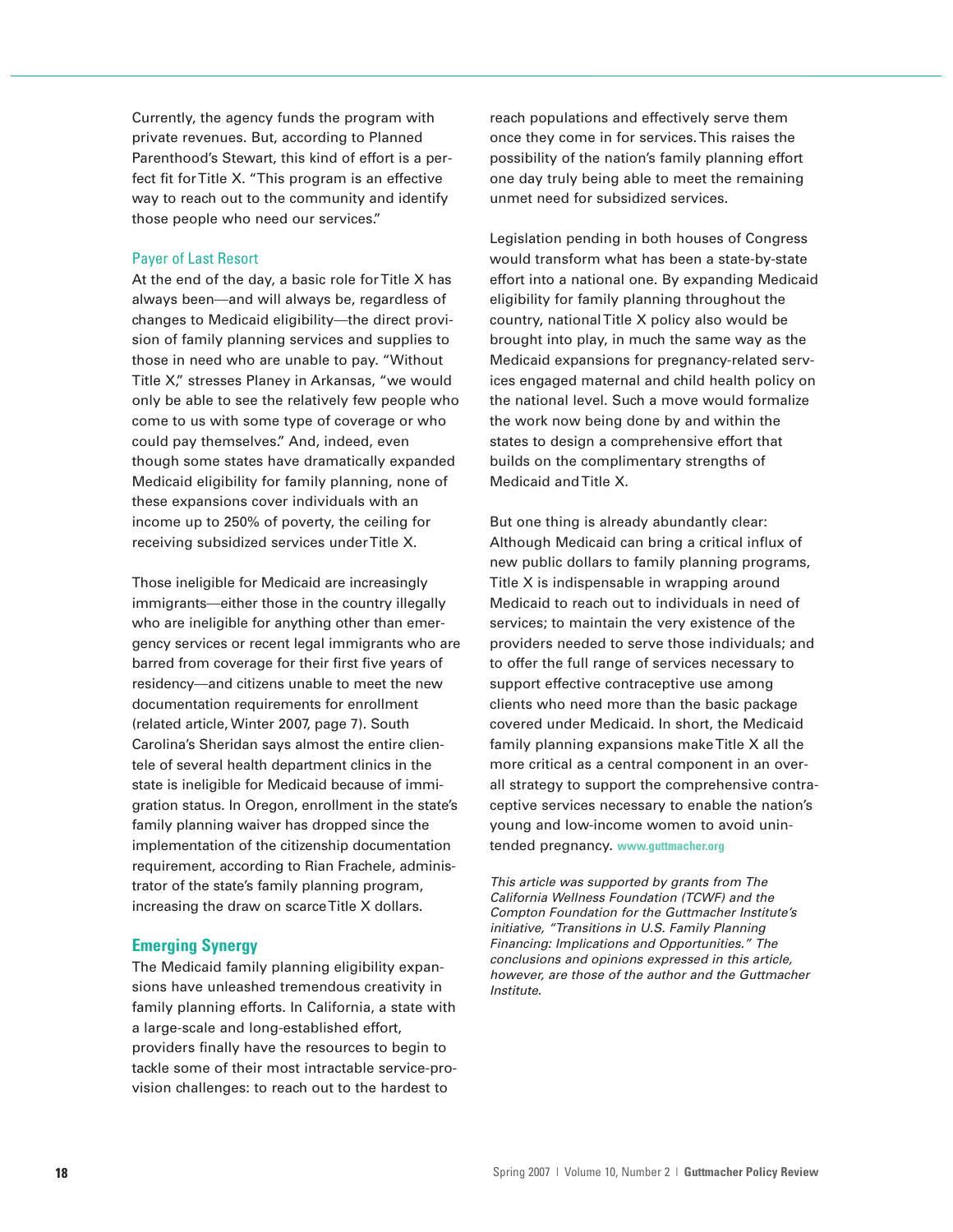Currently, the agency funds the program with private revenues. But, according to Planned Parenthood's Stewart, this kind of effort is a perfect fit for Title X. "This program is an effective way to reach out to the community and identify those people who need our services."

### Payer of Last Resort

At the end of the day, a basic role for Title X has always been—and will always be, regardless of changes to Medicaid eligibility—the direct provision of family planning services and supplies to those in need who are unable to pay. "Without Title X," stresses Planey in Arkansas, "we would only be able to see the relatively few people who come to us with some type of coverage or who could pay themselves." And, indeed, even though some states have dramatically expanded Medicaid eligibility for family planning, none of these expansions cover individuals with an income up to 250% of poverty, the ceiling for receiving subsidized services under Title X.

Those ineligible for Medicaid are increasingly immigrants—either those in the country illegally who are ineligible for anything other than emergency services or recent legal immigrants who are barred from coverage for their first five years of residency—and citizens unable to meet the new documentation requirements for enrollment (related article, Winter 2007, page 7). South Carolina's Sheridan says almost the entire clientele of several health department clinics in the state is ineligible for Medicaid because of immigration status. In Oregon, enrollment in the state's family planning waiver has dropped since the implementation of the citizenship documentation requirement, according to Rian Frachele, administrator of the state's family planning program, increasing the draw on scarce Title X dollars.

## Emerging Synergy

The Medicaid family planning eligibility expansions have unleashed tremendous creativity in family planning efforts. In California, a state with a large-scale and long-established effort, providers finally have the resources to begin to tackle some of their most intractable service-provision challenges: to reach out to the hardest to reach populations and effectively serve them once they come in for services. This raises the possibility of the nation's family planning effort one day truly being able to meet the remaining unmet need for subsidized services.

Legislation pending in both houses of Congress would transform what has been a state-by-state effort into a national one. By expanding Medicaid eligibility for family planning throughout the country, national Title X policy also would be brought into play, in much the same way as the Medicaid expansions for pregnancy-related services engaged maternal and child health policy on the national level. Such a move would formalize the work now being done by and within the states to design a comprehensive effort that builds on the complimentary strengths of Medicaid and Title X.

But one thing is already abundantly clear: Although Medicaid can bring a critical influx of new public dollars to family planning programs, Title X is indispensable in wrapping around Medicaid to reach out to individuals in need of services; to maintain the very existence of the providers needed to serve those individuals; and to offer the full range of services necessary to support effective contraceptive use among clients who need more than the basic package covered under Medicaid. In short, the Medicaid family planning expansions make Title X all the more critical as a central component in an overall strategy to support the comprehensive contraceptive services necessary to enable the nation's young and low-income women to avoid unintended pregnancy. **www.guttmacher.org**

*This article was supported by grants from The California Wellness Foundation (TCWF) and the Compton Foundation for the Guttmacher Institute's initiative, "Transitions in U.S. Family Planning Financing: Implications and Opportunities." The conclusions and opinions expressed in this article, however, are those of the author and the Guttmacher Institute.*